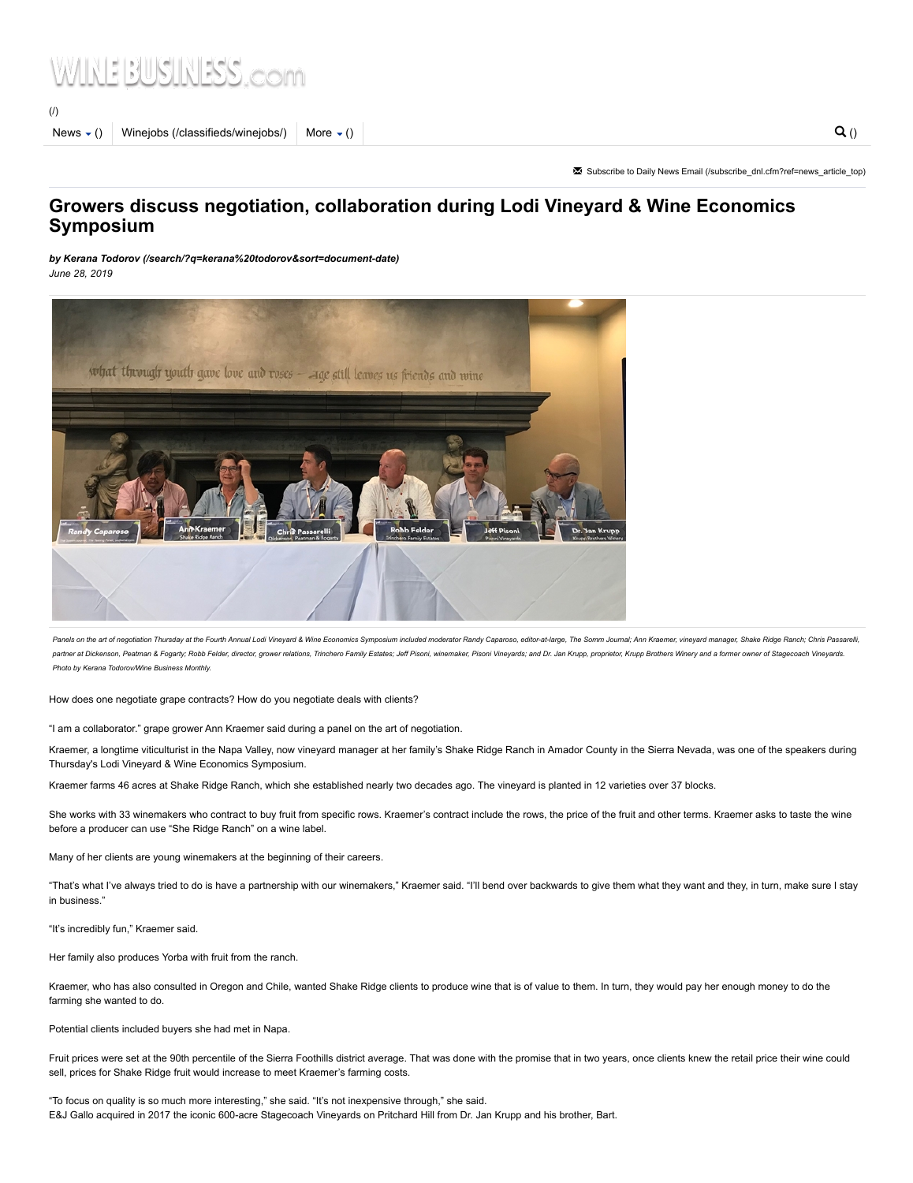# Growers discuss negotiation, collaboration during Lodi Vineyard & Wine Economics Symposium

***by Kerana Todorov (/search/?q=kerana%20todorov&sort=document-date)***
*June 28, 2019*

*Panels on the art of negotiation Thursday at the Fourth Annual Lodi Vineyard & Wine Economics Symposium included moderator Randy Caparoso, editor-at-large, The Somm Journal; Ann Kraemer, vineyard manager, Shake Ridge Ranch; Chris Passarelli, partner at Dickenson, Peatman & Fogarty; Robb Felder, director, grower relations, Trinchero Family Estates; Jeff Pisoni, winemaker, Pisoni Vineyards; and Dr. Jan Krupp, proprietor, Krupp Brothers Winery and a former owner of Stagecoach Vineyards. Photo by Kerana Todorov/Wine Business Monthly.*

How does one negotiate grape contracts? How do you negotiate deals with clients?

"I am a collaborator." grape grower Ann Kraemer said during a panel on the art of negotiation.

Kraemer, a longtime viticulturist in the Napa Valley, now vineyard manager at her family's Shake Ridge Ranch in Amador County in the Sierra Nevada, was one of the speakers during Thursday's Lodi Vineyard & Wine Economics Symposium.

Kraemer farms 46 acres at Shake Ridge Ranch, which she established nearly two decades ago. The vineyard is planted in 12 varieties over 37 blocks.

She works with 33 winemakers who contract to buy fruit from specific rows. Kraemer's contract include the rows, the price of the fruit and other terms. Kraemer asks to taste the wine before a producer can use "She Ridge Ranch" on a wine label.

Many of her clients are young winemakers at the beginning of their careers.

"That's what I've always tried to do is have a partnership with our winemakers," Kraemer said. "I'll bend over backwards to give them what they want and they, in turn, make sure I stay in business."

"It's incredibly fun," Kraemer said.

Her family also produces Yorba with fruit from the ranch.

Kraemer, who has also consulted in Oregon and Chile, wanted Shake Ridge clients to produce wine that is of value to them. In turn, they would pay her enough money to do the farming she wanted to do.

Potential clients included buyers she had met in Napa.

Fruit prices were set at the 90th percentile of the Sierra Foothills district average. That was done with the promise that in two years, once clients knew the retail price their wine could sell, prices for Shake Ridge fruit would increase to meet Kraemer's farming costs.

"To focus on quality is so much more interesting," she said. "It's not inexpensive through," she said.
E&J Gallo acquired in 2017 the iconic 600-acre Stagecoach Vineyards on Pritchard Hill from Dr. Jan Krupp and his brother, Bart.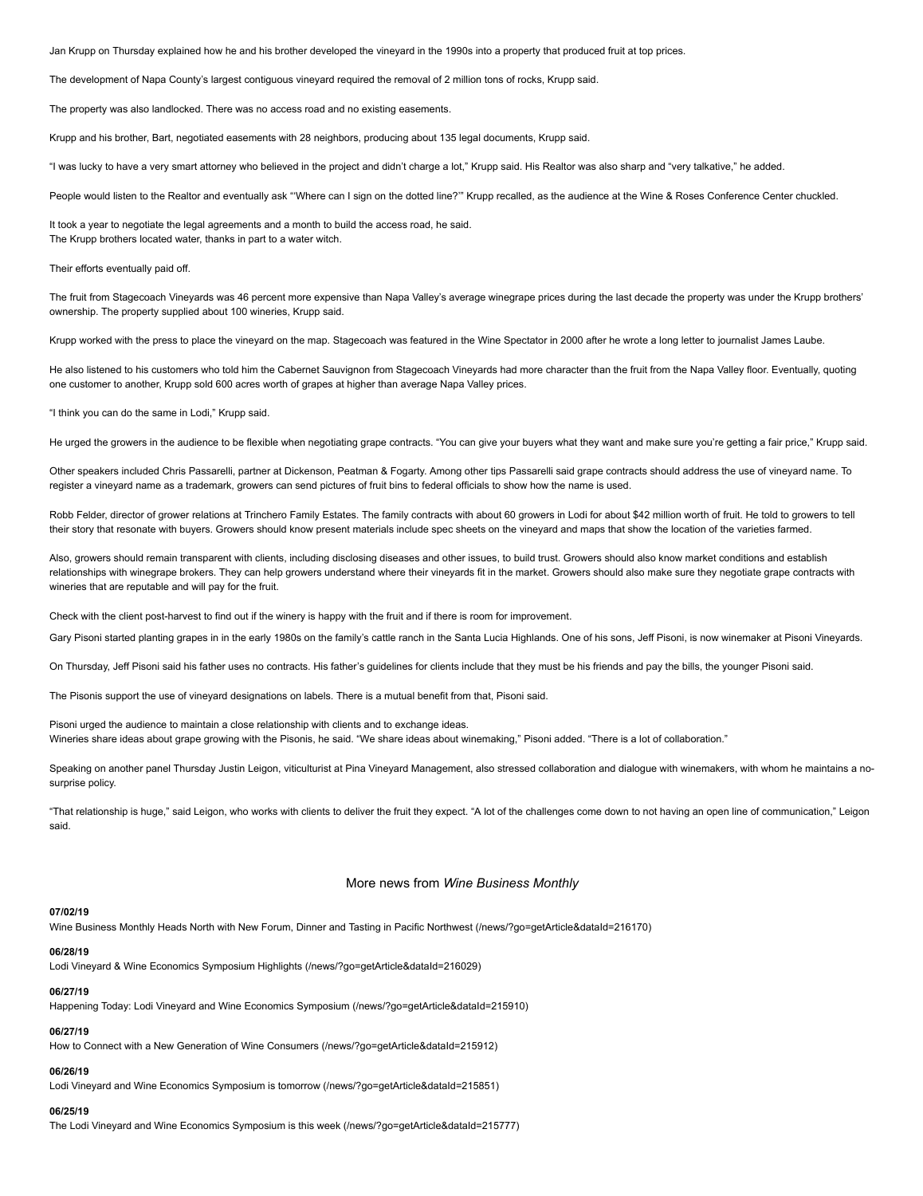Jan Krupp on Thursday explained how he and his brother developed the vineyard in the 1990s into a property that produced fruit at top prices.

The development of Napa County's largest contiguous vineyard required the removal of 2 million tons of rocks, Krupp said.

The property was also landlocked. There was no access road and no existing easements.

Krupp and his brother, Bart, negotiated easements with 28 neighbors, producing about 135 legal documents, Krupp said.

"I was lucky to have a very smart attorney who believed in the project and didn't charge a lot," Krupp said. His Realtor was also sharp and "very talkative," he added.

People would listen to the Realtor and eventually ask "'Where can I sign on the dotted line?'" Krupp recalled, as the audience at the Wine & Roses Conference Center chuckled.

It took a year to negotiate the legal agreements and a month to build the access road, he said.
The Krupp brothers located water, thanks in part to a water witch.

Their efforts eventually paid off.

The fruit from Stagecoach Vineyards was 46 percent more expensive than Napa Valley's average winegrape prices during the last decade the property was under the Krupp brothers' ownership. The property supplied about 100 wineries, Krupp said.

Krupp worked with the press to place the vineyard on the map. Stagecoach was featured in the Wine Spectator in 2000 after he wrote a long letter to journalist James Laube.

He also listened to his customers who told him the Cabernet Sauvignon from Stagecoach Vineyards had more character than the fruit from the Napa Valley floor. Eventually, quoting one customer to another, Krupp sold 600 acres worth of grapes at higher than average Napa Valley prices.

"I think you can do the same in Lodi," Krupp said.

He urged the growers in the audience to be flexible when negotiating grape contracts. "You can give your buyers what they want and make sure you're getting a fair price," Krupp said.

Other speakers included Chris Passarelli, partner at Dickenson, Peatman & Fogarty. Among other tips Passarelli said grape contracts should address the use of vineyard name. To register a vineyard name as a trademark, growers can send pictures of fruit bins to federal officials to show how the name is used.

Robb Felder, director of grower relations at Trinchero Family Estates. The family contracts with about 60 growers in Lodi for about $42 million worth of fruit. He told to growers to tell their story that resonate with buyers. Growers should know present materials include spec sheets on the vineyard and maps that show the location of the varieties farmed.

Also, growers should remain transparent with clients, including disclosing diseases and other issues, to build trust. Growers should also know market conditions and establish relationships with winegrape brokers. They can help growers understand where their vineyards fit in the market. Growers should also make sure they negotiate grape contracts with wineries that are reputable and will pay for the fruit.

Check with the client post-harvest to find out if the winery is happy with the fruit and if there is room for improvement.

Gary Pisoni started planting grapes in in the early 1980s on the family's cattle ranch in the Santa Lucia Highlands. One of his sons, Jeff Pisoni, is now winemaker at Pisoni Vineyards.

On Thursday, Jeff Pisoni said his father uses no contracts. His father's guidelines for clients include that they must be his friends and pay the bills, the younger Pisoni said.

The Pisonis support the use of vineyard designations on labels. There is a mutual benefit from that, Pisoni said.

Pisoni urged the audience to maintain a close relationship with clients and to exchange ideas.
Wineries share ideas about grape growing with the Pisonis, he said. "We share ideas about winemaking," Pisoni added. "There is a lot of collaboration."

Speaking on another panel Thursday Justin Leigon, viticulturist at Pina Vineyard Management, also stressed collaboration and dialogue with winemakers, with whom he maintains a no-surprise policy.

"That relationship is huge," said Leigon, who works with clients to deliver the fruit they expect. "A lot of the challenges come down to not having an open line of communication," Leigon said.

## More news from *Wine Business Monthly*

**07/02/19**
Wine Business Monthly Heads North with New Forum, Dinner and Tasting in Pacific Northwest (/news/?go=getArticle&dataId=216170)

**06/28/19**
Lodi Vineyard & Wine Economics Symposium Highlights (/news/?go=getArticle&dataId=216029)

**06/27/19**
Happening Today: Lodi Vineyard and Wine Economics Symposium (/news/?go=getArticle&dataId=215910)

**06/27/19**
How to Connect with a New Generation of Wine Consumers (/news/?go=getArticle&dataId=215912)

**06/26/19**
Lodi Vineyard and Wine Economics Symposium is tomorrow (/news/?go=getArticle&dataId=215851)

**06/25/19**
The Lodi Vineyard and Wine Economics Symposium is this week (/news/?go=getArticle&dataId=215777)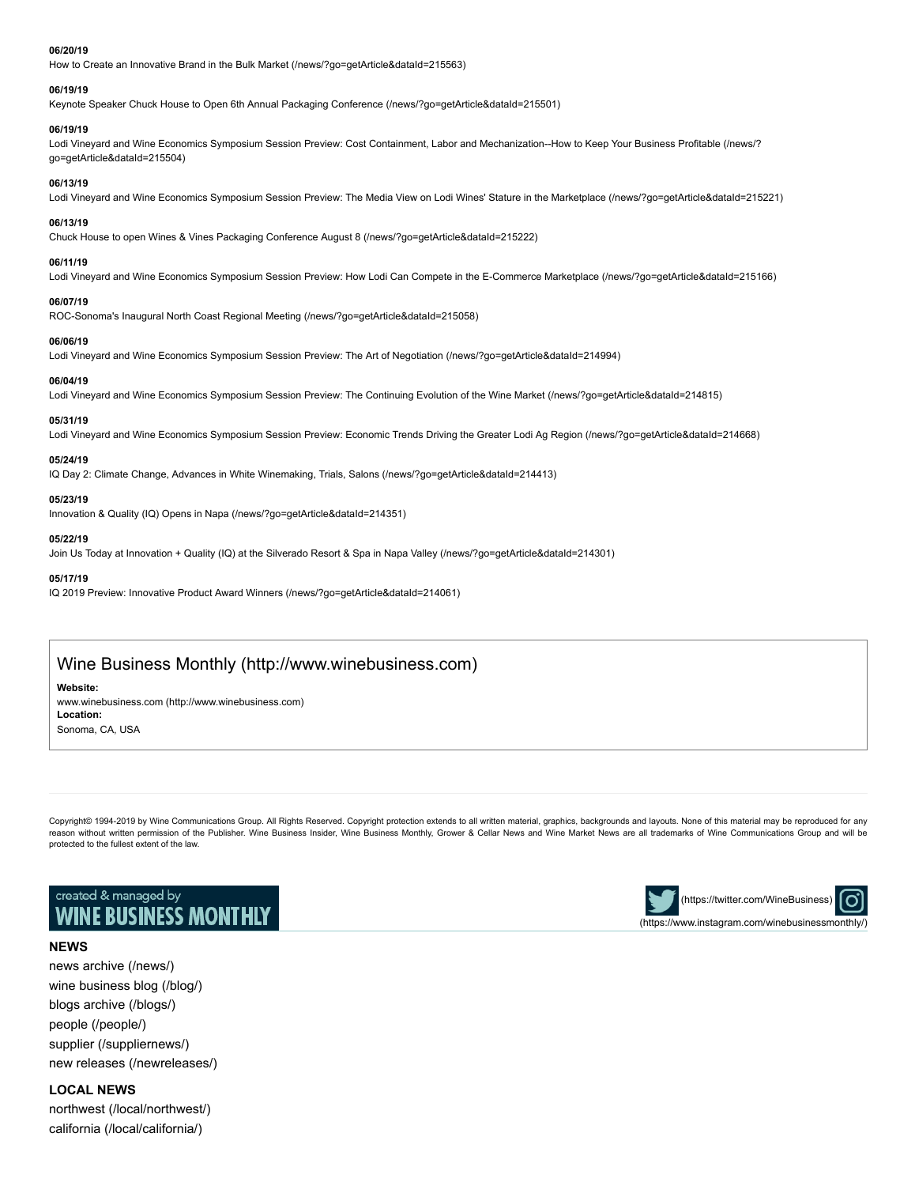**06/20/19**

How to Create an Innovative Brand in the Bulk Market (/news/?go=getArticle&dataId=215563)

**06/19/19**

Keynote Speaker Chuck House to Open 6th Annual Packaging Conference (/news/?go=getArticle&dataId=215501)

**06/19/19**

Lodi Vineyard and Wine Economics Symposium Session Preview: Cost Containment, Labor and Mechanization--How to Keep Your Business Profitable (/news/?go=getArticle&dataId=215504)

**06/13/19**

Lodi Vineyard and Wine Economics Symposium Session Preview: The Media View on Lodi Wines' Stature in the Marketplace (/news/?go=getArticle&dataId=215221)

**06/13/19**

Chuck House to open Wines & Vines Packaging Conference August 8 (/news/?go=getArticle&dataId=215222)

**06/11/19**

Lodi Vineyard and Wine Economics Symposium Session Preview: How Lodi Can Compete in the E-Commerce Marketplace (/news/?go=getArticle&dataId=215166)

**06/07/19**

ROC-Sonoma's Inaugural North Coast Regional Meeting (/news/?go=getArticle&dataId=215058)

**06/06/19**

Lodi Vineyard and Wine Economics Symposium Session Preview: The Art of Negotiation (/news/?go=getArticle&dataId=214994)

**06/04/19**

Lodi Vineyard and Wine Economics Symposium Session Preview: The Continuing Evolution of the Wine Market (/news/?go=getArticle&dataId=214815)

**05/31/19**

Lodi Vineyard and Wine Economics Symposium Session Preview: Economic Trends Driving the Greater Lodi Ag Region (/news/?go=getArticle&dataId=214668)

**05/24/19**

IQ Day 2: Climate Change, Advances in White Winemaking, Trials, Salons (/news/?go=getArticle&dataId=214413)

**05/23/19**

Innovation & Quality (IQ) Opens in Napa (/news/?go=getArticle&dataId=214351)

**05/22/19**

Join Us Today at Innovation + Quality (IQ) at the Silverado Resort & Spa in Napa Valley (/news/?go=getArticle&dataId=214301)

**05/17/19**

IQ 2019 Preview: Innovative Product Award Winners (/news/?go=getArticle&dataId=214061)

## Wine Business Monthly (http://www.winebusiness.com)

**Website:**
www.winebusiness.com (http://www.winebusiness.com)
**Location:**
Sonoma, CA, USA

Copyright© 1994-2019 by Wine Communications Group. All Rights Reserved. Copyright protection extends to all written material, graphics, backgrounds and layouts. None of this material may be reproduced for any reason without written permission of the Publisher. Wine Business Insider, Wine Business Monthly, Grower & Cellar News and Wine Market News are all trademarks of Wine Communications Group and will be protected to the fullest extent of the law.

created & managed by WINE BUSINESS MONTHLY

(https://twitter.com/WineBusiness) (https://www.instagram.com/winebusinessmonthly/)

**NEWS**

news archive (/news/)
wine business blog (/blog/)
blogs archive (/blogs/)
people (/people/)
supplier (/suppliernews/)
new releases (/newreleases/)

**LOCAL NEWS**

northwest (/local/northwest/)
california (/local/california/)